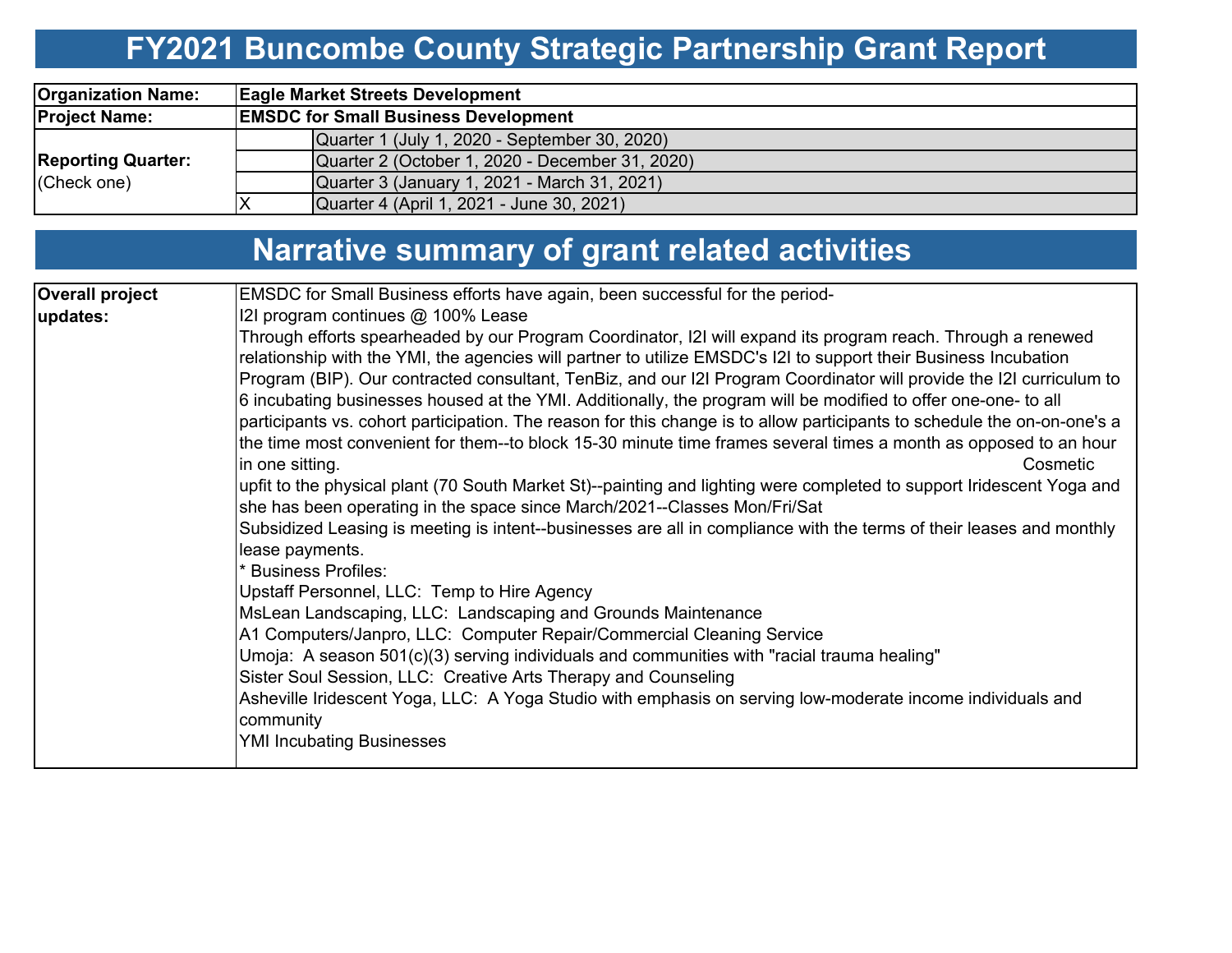# FY2021 Buncombe County Strategic Partnership Grant Report

| | | |
|---|---|---|
| **Organization Name:** | **Eagle Market Streets Development** | |
| **Project Name:** | **EMSDC for Small Business Development** | |
| **Reporting Quarter:** (Check one) | | Quarter 1 (July 1, 2020 - September 30, 2020) |
| | | Quarter 2 (October 1, 2020 - December 31, 2020) |
| | | Quarter 3 (January 1, 2021 - March 31, 2021) |
| | X | Quarter 4 (April 1, 2021 - June 30, 2021) |

## Narrative summary of grant related activities

| | |
|---|---|
| **Overall project updates:** | EMSDC for Small Business efforts have again, been successful for the period-<br>I2I program continues @ 100% Lease<br>Through efforts spearheaded by our Program Coordinator, I2I will expand its program reach. Through a renewed relationship with the YMI, the agencies will partner to utilize EMSDC's I2I to support their Business Incubation Program (BIP). Our contracted consultant, TenBiz, and our I2I Program Coordinator will provide the I2I curriculum to 6 incubating businesses housed at the YMI. Additionally, the program will be modified to offer one-one- to all participants vs. cohort participation. The reason for this change is to allow participants to schedule the on-on-one's a the time most convenient for them--to block 15-30 minute time frames several times a month as opposed to an hour in one sitting. Cosmetic upfit to the physical plant (70 South Market St)--painting and lighting were completed to support Iridescent Yoga and she has been operating in the space since March/2021--Classes Mon/Fri/Sat<br>Subsidized Leasing is meeting is intent--businesses are all in compliance with the terms of their leases and monthly lease payments.<br>* Business Profiles:<br>Upstaff Personnel, LLC: Temp to Hire Agency<br>MsLean Landscaping, LLC: Landscaping and Grounds Maintenance<br>A1 Computers/Janpro, LLC: Computer Repair/Commercial Cleaning Service<br>Umoja: A season 501(c)(3) serving individuals and communities with "racial trauma healing"<br>Sister Soul Session, LLC: Creative Arts Therapy and Counseling<br>Asheville Iridescent Yoga, LLC: A Yoga Studio with emphasis on serving low-moderate income individuals and community<br>YMI Incubating Businesses |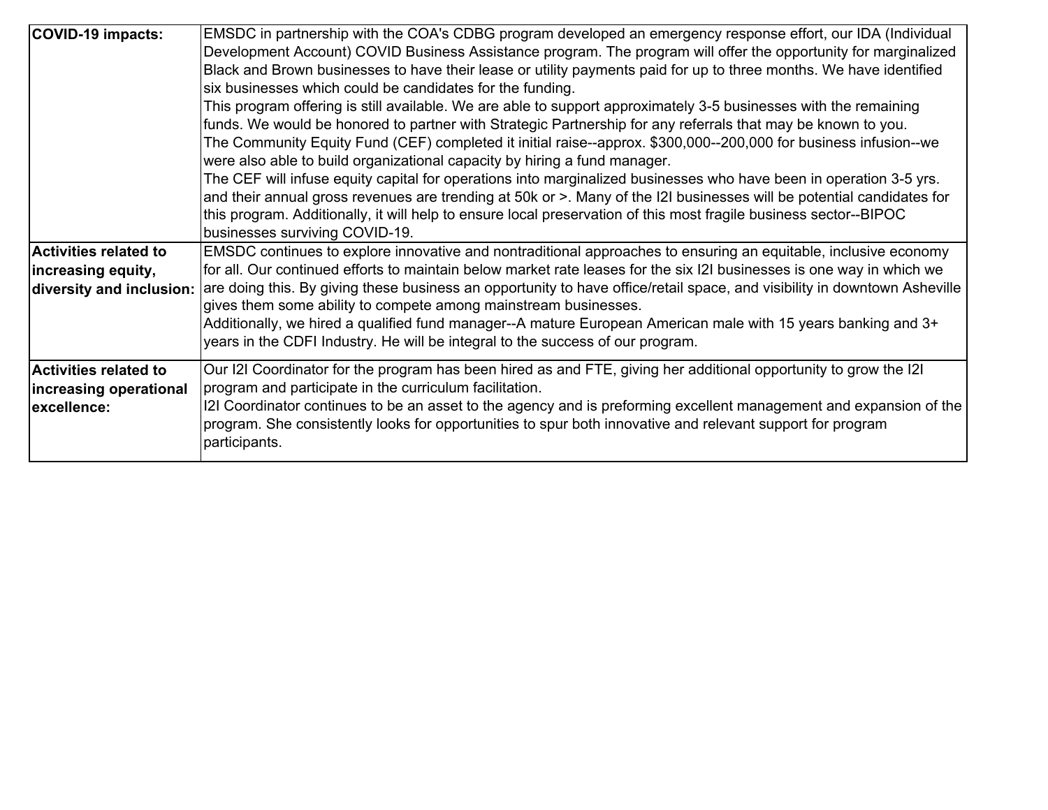| | |
|---|---|
| **COVID-19 impacts:** | EMSDC in partnership with the COA's CDBG program developed an emergency response effort, our IDA (Individual Development Account) COVID Business Assistance program. The program will offer the opportunity for marginalized Black and Brown businesses to have their lease or utility payments paid for up to three months. We have identified six businesses which could be candidates for the funding.<br>This program offering is still available. We are able to support approximately 3-5 businesses with the remaining funds. We would be honored to partner with Strategic Partnership for any referrals that may be known to you.<br>The Community Equity Fund (CEF) completed it initial raise--approx. $300,000--200,000 for business infusion--we were also able to build organizational capacity by hiring a fund manager.<br>The CEF will infuse equity capital for operations into marginalized businesses who have been in operation 3-5 yrs. and their annual gross revenues are trending at 50k or >. Many of the I2I businesses will be potential candidates for this program. Additionally, it will help to ensure local preservation of this most fragile business sector--BIPOC businesses surviving COVID-19. |
| **Activities related to increasing equity, diversity and inclusion:** | EMSDC continues to explore innovative and nontraditional approaches to ensuring an equitable, inclusive economy for all. Our continued efforts to maintain below market rate leases for the six I2I businesses is one way in which we are doing this. By giving these business an opportunity to have office/retail space, and visibility in downtown Asheville gives them some ability to compete among mainstream businesses.<br>Additionally, we hired a qualified fund manager--A mature European American male with 15 years banking and 3+ years in the CDFI Industry. He will be integral to the success of our program. |
| **Activities related to increasing operational excellence:** | Our I2I Coordinator for the program has been hired as and FTE, giving her additional opportunity to grow the I2I program and participate in the curriculum facilitation.<br>I2I Coordinator continues to be an asset to the agency and is preforming excellent management and expansion of the program. She consistently looks for opportunities to spur both innovative and relevant support for program participants. |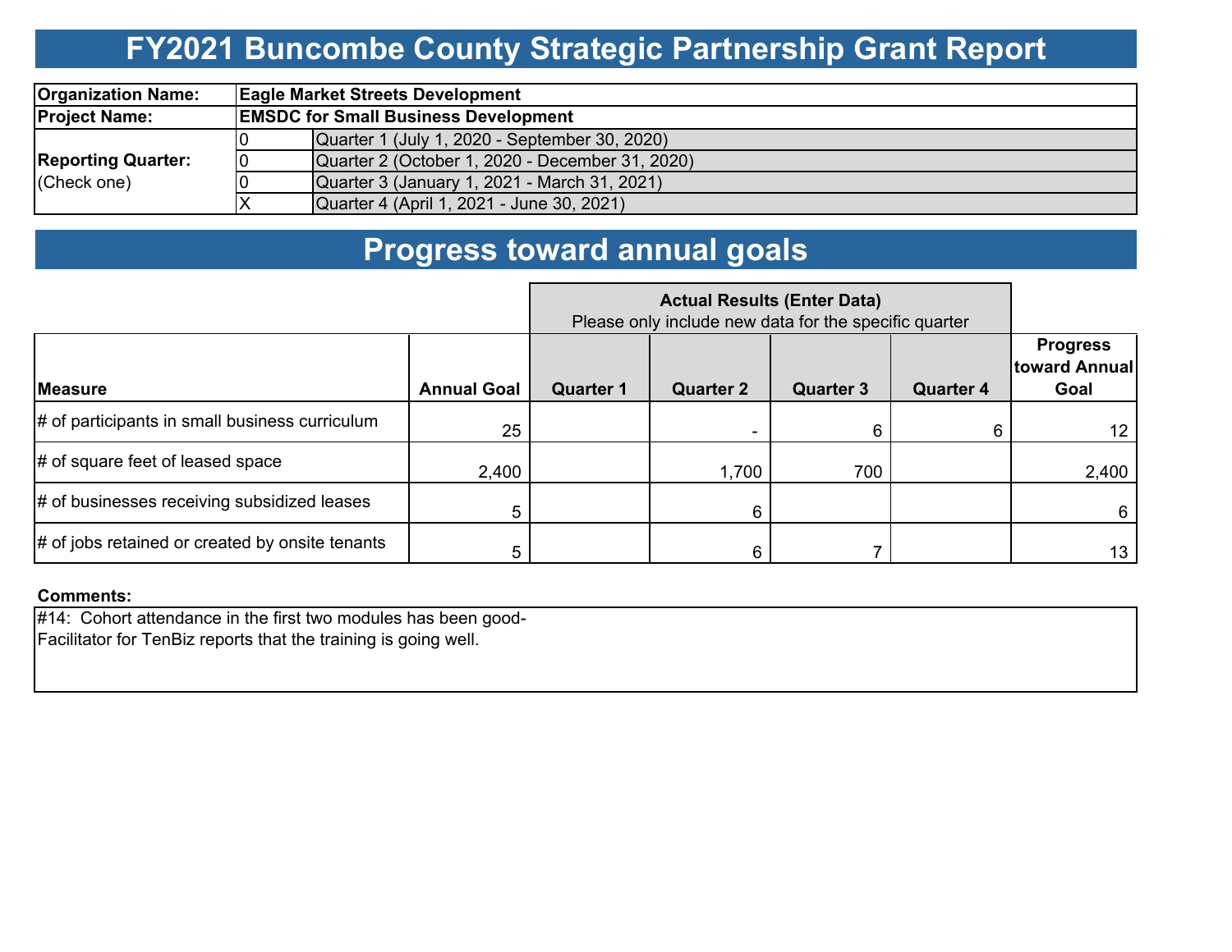# FY2021 Buncombe County Strategic Partnership Grant Report

| | | |
|---|---|---|
| **Organization Name:** | **Eagle Market Streets Development** | |
| **Project Name:** | **EMSDC for Small Business Development** | |
| **Reporting Quarter:** (Check one) | 0 | Quarter 1 (July 1, 2020 - September 30, 2020) |
| | 0 | Quarter 2 (October 1, 2020 - December 31, 2020) |
| | 0 | Quarter 3 (January 1, 2021 - March 31, 2021) |
| | X | Quarter 4 (April 1, 2021 - June 30, 2021) |

## Progress toward annual goals

| | | **Actual Results (Enter Data)** Please only include new data for the specific quarter | | | | |
|---|---|---|---|---|---|---|
| **Measure** | **Annual Goal** | **Quarter 1** | **Quarter 2** | **Quarter 3** | **Quarter 4** | **Progress toward Annual Goal** |
| # of participants in small business curriculum | 25 | | - | 6 | 6 | 12 |
| # of square feet of leased space | 2,400 | | 1,700 | 700 | | 2,400 |
| # of businesses receiving subsidized leases | 5 | | 6 | | | 6 |
| # of jobs retained or created by onsite tenants | 5 | | 6 | 7 | | 13 |

**Comments:**

#14: Cohort attendance in the first two modules has been good-
Facilitator for TenBiz reports that the training is going well.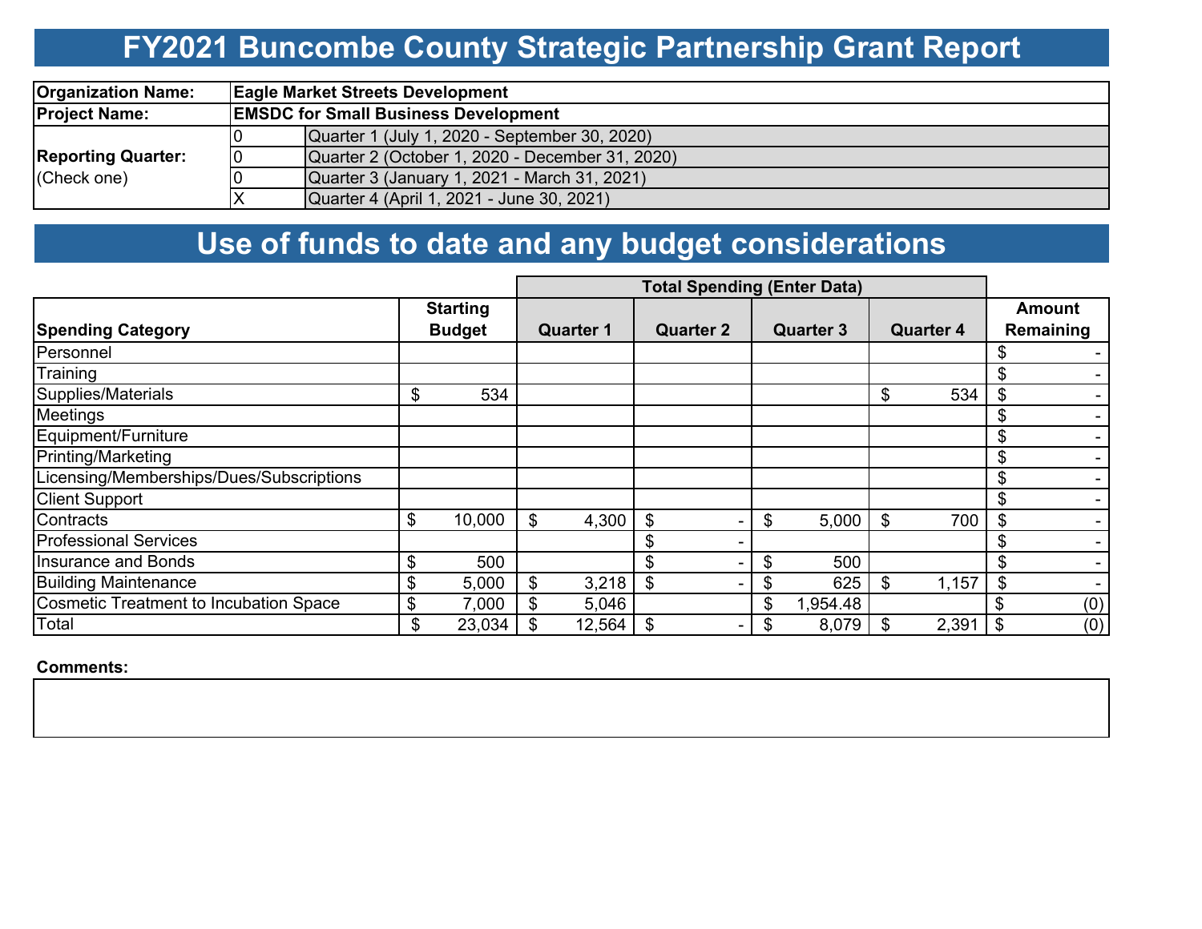# FY2021 Buncombe County Strategic Partnership Grant Report

| | | |
|---|---|---|
| **Organization Name:** | **Eagle Market Streets Development** | |
| **Project Name:** | **EMSDC for Small Business Development** | |
| **Reporting Quarter:** (Check one) | 0 | Quarter 1 (July 1, 2020 - September 30, 2020) |
| | 0 | Quarter 2 (October 1, 2020 - December 31, 2020) |
| | 0 | Quarter 3 (January 1, 2021 - March 31, 2021) |
| | X | Quarter 4 (April 1, 2021 - June 30, 2021) |

# Use of funds to date and any budget considerations

| | | Total Spending (Enter Data) | | | | |
|---|---|---|---|---|---|---|
| **Spending Category** | **Starting Budget** | **Quarter 1** | **Quarter 2** | **Quarter 3** | **Quarter 4** | **Amount Remaining** |
| Personnel | | | | | | $ - |
| Training | | | | | | $ - |
| Supplies/Materials | $ 534 | | | | $ 534 | $ - |
| Meetings | | | | | | $ - |
| Equipment/Furniture | | | | | | $ - |
| Printing/Marketing | | | | | | $ - |
| Licensing/Memberships/Dues/Subscriptions | | | | | | $ - |
| Client Support | | | | | | $ - |
| Contracts | $ 10,000 | $ 4,300 | $ - | $ 5,000 | $ 700 | $ - |
| Professional Services | | | $ - | | | $ - |
| Insurance and Bonds | $ 500 | | $ - | $ 500 | | $ - |
| Building Maintenance | $ 5,000 | $ 3,218 | $ - | $ 625 | $ 1,157 | $ - |
| Cosmetic Treatment to Incubation Space | $ 7,000 | $ 5,046 | | $ 1,954.48 | | $ (0) |
| Total | $ 23,034 | $ 12,564 | $ - | $ 8,079 | $ 2,391 | $ (0) |

**Comments:**